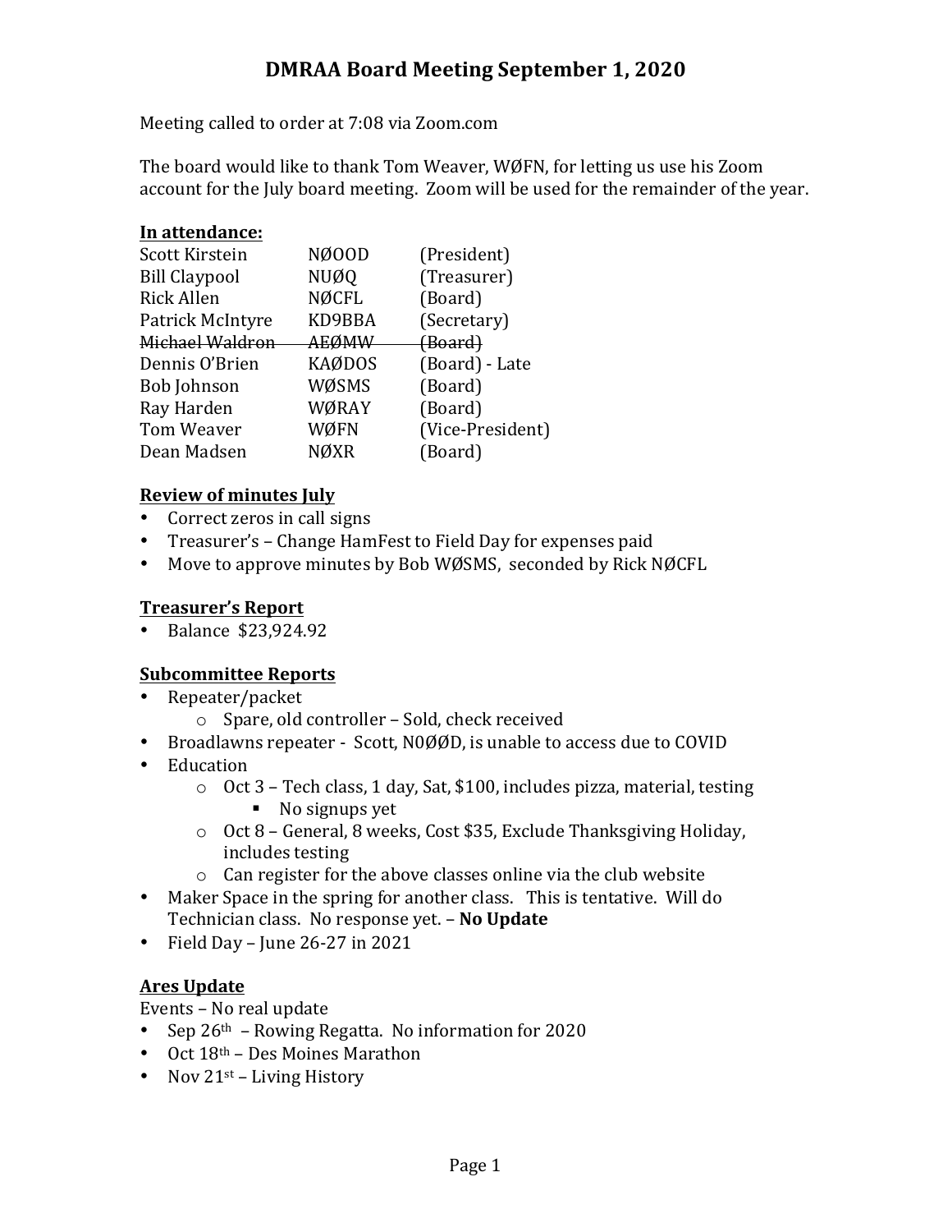# DMRAA Board Meeting September 1, 2020

Meeting called to order at 7:08 via Zoom.com

The board would like to thank Tom Weaver, WØFN, for letting us use his Zoom account for the July board meeting. Zoom will be used for the remainder of the year.

**In attendance:**

| | | |
|---|---|---|
| Scott Kirstein | NØOOD | (President) |
| Bill Claypool | NUØQ | (Treasurer) |
| Rick Allen | NØCFL | (Board) |
| Patrick McIntyre | KD9BBA | (Secretary) |
| ~~Michael Waldron~~ | ~~AEØMW~~ | ~~(Board)~~ |
| Dennis O'Brien | KAØDOS | (Board) - Late |
| Bob Johnson | WØSMS | (Board) |
| Ray Harden | WØRAY | (Board) |
| Tom Weaver | WØFN | (Vice-President) |
| Dean Madsen | NØXR | (Board) |

**Review of minutes July**

- Correct zeros in call signs
- Treasurer's – Change HamFest to Field Day for expenses paid
- Move to approve minutes by Bob WØSMS, seconded by Rick NØCFL

**Treasurer's Report**

- Balance $23,924.92

**Subcommittee Reports**

- Repeater/packet
  - Spare, old controller – Sold, check received
- Broadlawns repeater - Scott, N0ØØD, is unable to access due to COVID
- Education
  - Oct 3 – Tech class, 1 day, Sat, $100, includes pizza, material, testing
    - No signups yet
  - Oct 8 – General, 8 weeks, Cost $35, Exclude Thanksgiving Holiday, includes testing
  - Can register for the above classes online via the club website
- Maker Space in the spring for another class. This is tentative. Will do Technician class. No response yet. – **No Update**
- Field Day – June 26-27 in 2021

**Ares Update**

Events – No real update

- Sep 26th – Rowing Regatta. No information for 2020
- Oct 18th – Des Moines Marathon
- Nov 21st – Living History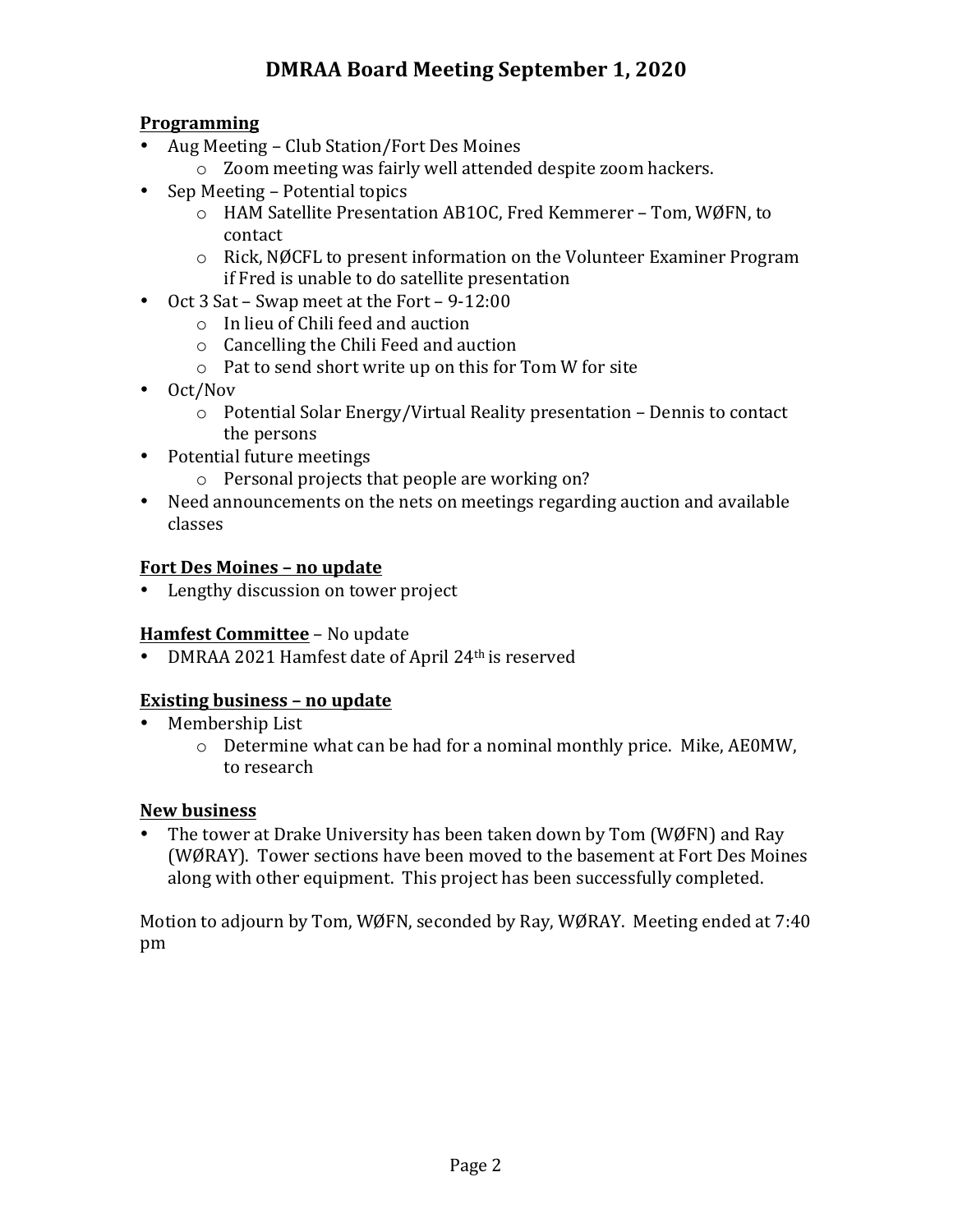# DMRAA Board Meeting September 1, 2020

**Programming**

- Aug Meeting – Club Station/Fort Des Moines
  - Zoom meeting was fairly well attended despite zoom hackers.
- Sep Meeting – Potential topics
  - HAM Satellite Presentation AB1OC, Fred Kemmerer – Tom, WØFN, to contact
  - Rick, NØCFL to present information on the Volunteer Examiner Program if Fred is unable to do satellite presentation
- Oct 3 Sat – Swap meet at the Fort – 9-12:00
  - In lieu of Chili feed and auction
  - Cancelling the Chili Feed and auction
  - Pat to send short write up on this for Tom W for site
- Oct/Nov
  - Potential Solar Energy/Virtual Reality presentation – Dennis to contact the persons
- Potential future meetings
  - Personal projects that people are working on?
- Need announcements on the nets on meetings regarding auction and available classes

**Fort Des Moines – no update**

- Lengthy discussion on tower project

**Hamfest Committee** – No update

- DMRAA 2021 Hamfest date of April 24th is reserved

**Existing business – no update**

- Membership List
  - Determine what can be had for a nominal monthly price. Mike, AE0MW, to research

**New business**

- The tower at Drake University has been taken down by Tom (WØFN) and Ray (WØRAY). Tower sections have been moved to the basement at Fort Des Moines along with other equipment. This project has been successfully completed.

Motion to adjourn by Tom, WØFN, seconded by Ray, WØRAY. Meeting ended at 7:40 pm